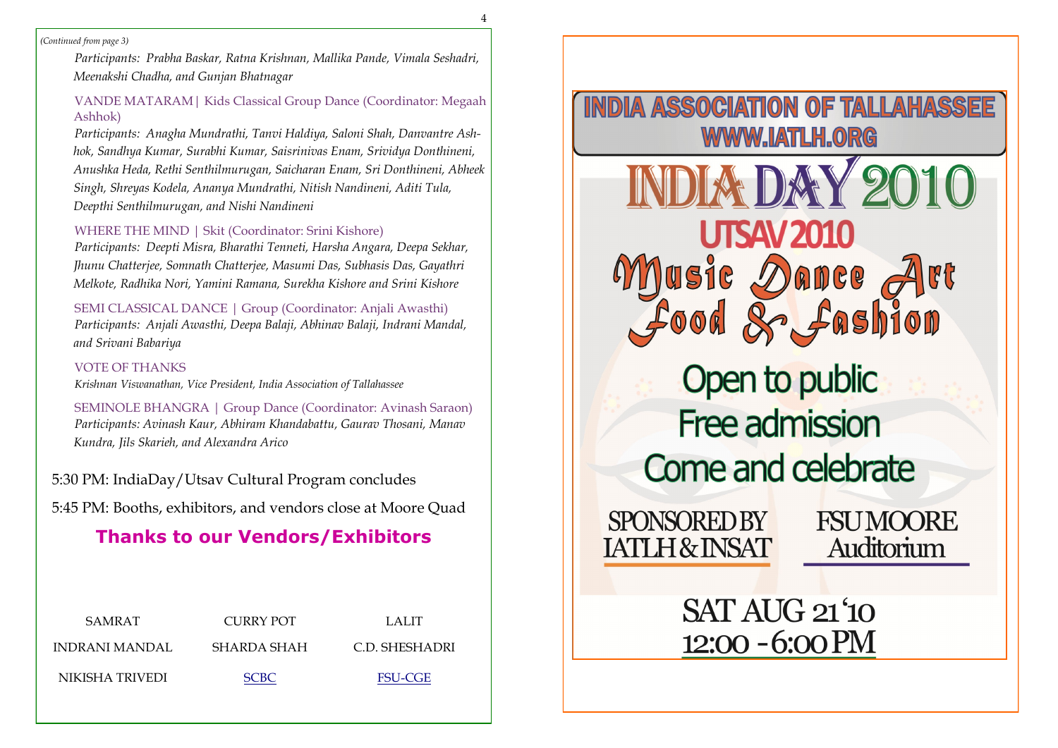*(Continued from page 3)*

*Participants: Prabha Baskar, Ratna Krishnan, Mallika Pande, Vimala Seshadri, Meenakshi Chadha, and Gunjan Bhatnagar*

VANDE MATARAM | Kids Classical Group Dance (Coordinator: Megaah Ashhok)

*Participants: Anagha Mundrathi, Tanvi Haldiya, Saloni Shah, Danvantre Ashhok, Sandhya Kumar, Surabhi Kumar, Saisrinivas Enam, Srividya Donthineni, Anushka Heda, Rethi Senthilmurugan, Saicharan Enam, Sri Donthineni, Abheek Singh, Shreyas Kodela, Ananya Mundrathi, Nitish Nandineni, Aditi Tula, Deepthi Senthilmurugan, and Nishi Nandineni*

WHERE THE MIND | Skit (Coordinator: Srini Kishore)

*Participants: Deepti Misra, Bharathi Tenneti, Harsha Angara, Deepa Sekhar, Jhunu Chatterjee, Somnath Chatterjee, Masumi Das, Subhasis Das, Gayathri Melkote, Radhika Nori, Yamini Ramana, Surekha Kishore and Srini Kishore*

SEMI CLASSICAL DANCE | Group (Coordinator: Anjali Awasthi)

*Participants: Anjali Awasthi, Deepa Balaji, Abhinav Balaji, Indrani Mandal, and Srivani Babariya*

VOTE OF THANKS

*Krishnan Viswanathan, Vice President, India Association of Tallahassee*

SEMINOLE BHANGRA | Group Dance (Coordinator: Avinash Saraon)

*Participants: Avinash Kaur, Abhiram Khandabattu, Gaurav Thosani, Manav Kundra, Jils Skarieh, and Alexandra Arico*

5:30 PM: IndiaDay/Utsav Cultural Program concludes

5:45 PM: Booths, exhibitors, and vendors close at Moore Quad

## Thanks to our Vendors/Exhibitors

| | | |
|---|---|---|
| SAMRAT | CURRY POT | LALIT |
| INDRANI MANDAL | SHARDA SHAH | C.D. SHESHADRI |
| NIKISHA TRIVEDI | SCBC | FSU-CGE |

# INDIA ASSOCIATION OF TALLAHASSEE
WWW.IATLH.ORG

# INDIA DAY 2010

## UTSAV 2010

Music Dance Art Food & Fashion

Open to public
Free admission
Come and celebrate

SPONSORED BY IATLH & INSAT

FSU MOORE Auditorium

SAT AUG 21 '10
12:00 - 6:00 PM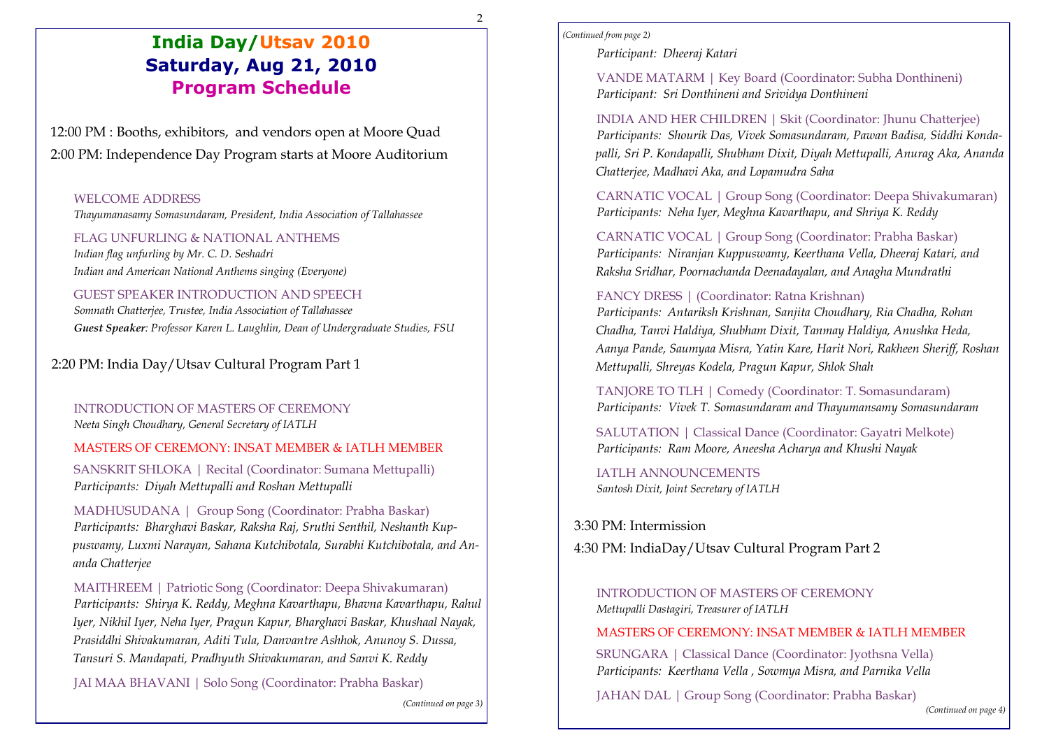# India Day/Utsav 2010

## Saturday, Aug 21, 2010

## Program Schedule

12:00 PM : Booths, exhibitors, and vendors open at Moore Quad

2:00 PM: Independence Day Program starts at Moore Auditorium

WELCOME ADDRESS
*Thayumanasamy Somasundaram, President, India Association of Tallahassee*

FLAG UNFURLING & NATIONAL ANTHEMS
*Indian flag unfurling by Mr. C. D. Seshadri*
*Indian and American National Anthems singing (Everyone)*

GUEST SPEAKER INTRODUCTION AND SPEECH
*Somnath Chatterjee, Trustee, India Association of Tallahassee*
***Guest Speaker**: Professor Karen L. Laughlin, Dean of Undergraduate Studies, FSU*

2:20 PM: India Day/Utsav Cultural Program Part 1

INTRODUCTION OF MASTERS OF CEREMONY
*Neeta Singh Choudhary, General Secretary of IATLH*

MASTERS OF CEREMONY: INSAT MEMBER & IATLH MEMBER

SANSKRIT SHLOKA | Recital (Coordinator: Sumana Mettupalli)
*Participants: Diyah Mettupalli and Roshan Mettupalli*

MADHUSUDANA | Group Song (Coordinator: Prabha Baskar)
*Participants: Bharghavi Baskar, Raksha Raj, Sruthi Senthil, Neshanth Kuppuswamy, Luxmi Narayan, Sahana Kutchibotala, Surabhi Kutchibotala, and Ananda Chatterjee*

MAITHREEM | Patriotic Song (Coordinator: Deepa Shivakumaran)
*Participants: Shirya K. Reddy, Meghna Kavarthapu, Bhavna Kavarthapu, Rahul Iyer, Nikhil Iyer, Neha Iyer, Pragun Kapur, Bharghavi Baskar, Khushaal Nayak, Prasiddhi Shivakumaran, Aditi Tula, Danvantre Ashhok, Anunoy S. Dussa, Tansuri S. Mandapati, Pradhyuth Shivakumaran, and Sanvi K. Reddy*

JAI MAA BHAVANI | Solo Song (Coordinator: Prabha Baskar)

*(Continued on page 3)*

*(Continued from page 2)*

*Participant: Dheeraj Katari*

VANDE MATARM | Key Board (Coordinator: Subha Donthineni)
*Participant: Sri Donthineni and Srividya Donthineni*

INDIA AND HER CHILDREN | Skit (Coordinator: Jhunu Chatterjee)
*Participants: Shourik Das, Vivek Somasundaram, Pawan Badisa, Siddhi Kondapalli, Sri P. Kondapalli, Shubham Dixit, Diyah Mettupalli, Anurag Aka, Ananda Chatterjee, Madhavi Aka, and Lopamudra Saha*

CARNATIC VOCAL | Group Song (Coordinator: Deepa Shivakumaran)
*Participants: Neha Iyer, Meghna Kavarthapu, and Shriya K. Reddy*

CARNATIC VOCAL | Group Song (Coordinator: Prabha Baskar)
*Participants: Niranjan Kuppuswamy, Keerthana Vella, Dheeraj Katari, and Raksha Sridhar, Poornachanda Deenadayalan, and Anagha Mundrathi*

FANCY DRESS | (Coordinator: Ratna Krishnan)
*Participants: Antariksh Krishnan, Sanjita Choudhary, Ria Chadha, Rohan Chadha, Tanvi Haldiya, Shubham Dixit, Tanmay Haldiya, Anushka Heda, Aanya Pande, Saumyaa Misra, Yatin Kare, Harit Nori, Rakheen Sheriff, Roshan Mettupalli, Shreyas Kodela, Pragun Kapur, Shlok Shah*

TANJORE TO TLH | Comedy (Coordinator: T. Somasundaram)
*Participants: Vivek T. Somasundaram and Thayumansamy Somasundaram*

SALUTATION | Classical Dance (Coordinator: Gayatri Melkote)
*Participants: Ram Moore, Aneesha Acharya and Khushi Nayak*

IATLH ANNOUNCEMENTS
*Santosh Dixit, Joint Secretary of IATLH*

3:30 PM: Intermission

4:30 PM: IndiaDay/Utsav Cultural Program Part 2

INTRODUCTION OF MASTERS OF CEREMONY
*Mettupalli Dastagiri, Treasurer of IATLH*

MASTERS OF CEREMONY: INSAT MEMBER & IATLH MEMBER

SRUNGARA | Classical Dance (Coordinator: Jyothsna Vella)
*Participants: Keerthana Vella , Sowmya Misra, and Parnika Vella*

JAHAN DAL | Group Song (Coordinator: Prabha Baskar)

*(Continued on page 4)*